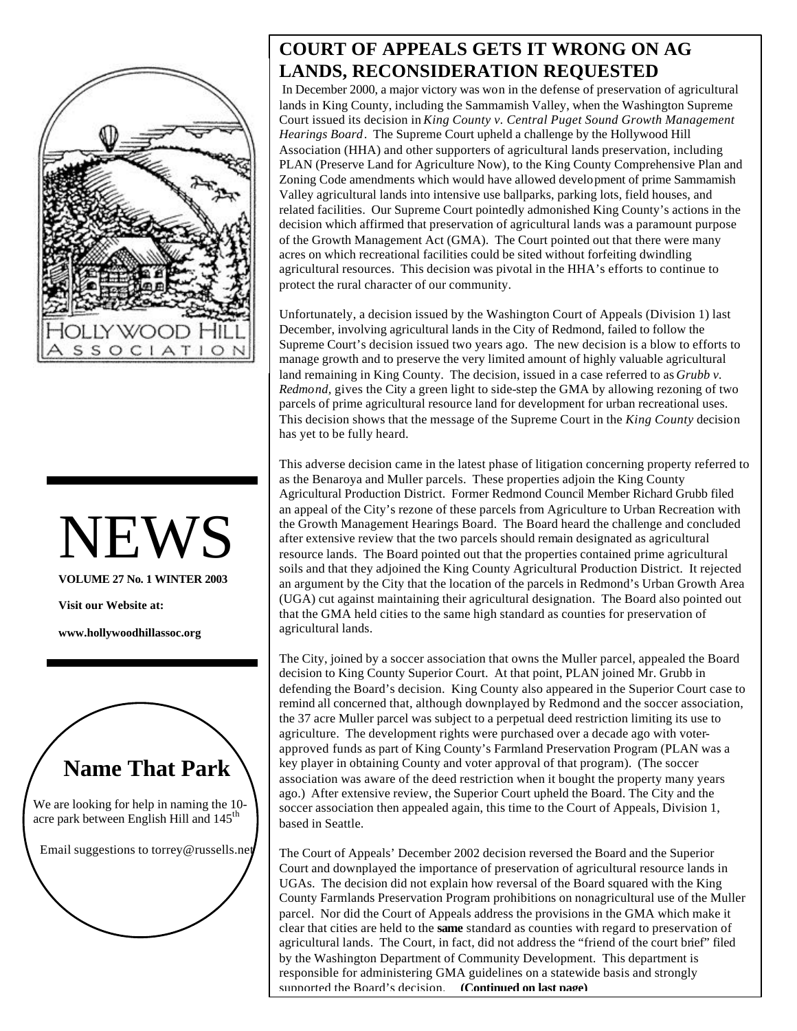# COURT OF APPEALS GETS IT WRONG ON AG LANDS, RECONSIDERATION REQUESTED

In December 2000, a major victory was won in the defense of preservation of agricultural lands in King County, including the Sammamish Valley, when the Washington Supreme Court issued its decision in *King County v. Central Puget Sound Growth Management Hearings Board*. The Supreme Court upheld a challenge by the Hollywood Hill Association (HHA) and other supporters of agricultural lands preservation, including PLAN (Preserve Land for Agriculture Now), to the King County Comprehensive Plan and Zoning Code amendments which would have allowed development of prime Sammamish Valley agricultural lands into intensive use ballparks, parking lots, field houses, and related facilities. Our Supreme Court pointedly admonished King County's actions in the decision which affirmed that preservation of agricultural lands was a paramount purpose of the Growth Management Act (GMA). The Court pointed out that there were many acres on which recreational facilities could be sited without forfeiting dwindling agricultural resources. This decision was pivotal in the HHA's efforts to continue to protect the rural character of our community.

Unfortunately, a decision issued by the Washington Court of Appeals (Division 1) last December, involving agricultural lands in the City of Redmond, failed to follow the Supreme Court's decision issued two years ago. The new decision is a blow to efforts to manage growth and to preserve the very limited amount of highly valuable agricultural land remaining in King County. The decision, issued in a case referred to as *Grubb v. Redmond*, gives the City a green light to side-step the GMA by allowing rezoning of two parcels of prime agricultural resource land for development for urban recreational uses. This decision shows that the message of the Supreme Court in the *King County* decision has yet to be fully heard.

This adverse decision came in the latest phase of litigation concerning property referred to as the Benaroya and Muller parcels. These properties adjoin the King County Agricultural Production District. Former Redmond Council Member Richard Grubb filed an appeal of the City's rezone of these parcels from Agriculture to Urban Recreation with the Growth Management Hearings Board. The Board heard the challenge and concluded after extensive review that the two parcels should remain designated as agricultural resource lands. The Board pointed out that the properties contained prime agricultural soils and that they adjoined the King County Agricultural Production District. It rejected an argument by the City that the location of the parcels in Redmond's Urban Growth Area (UGA) cut against maintaining their agricultural designation. The Board also pointed out that the GMA held cities to the same high standard as counties for preservation of agricultural lands.

The City, joined by a soccer association that owns the Muller parcel, appealed the Board decision to King County Superior Court. At that point, PLAN joined Mr. Grubb in defending the Board's decision. King County also appeared in the Superior Court case to remind all concerned that, although downplayed by Redmond and the soccer association, the 37 acre Muller parcel was subject to a perpetual deed restriction limiting its use to agriculture. The development rights were purchased over a decade ago with voter-approved funds as part of King County's Farmland Preservation Program (PLAN was a key player in obtaining County and voter approval of that program). (The soccer association was aware of the deed restriction when it bought the property many years ago.) After extensive review, the Superior Court upheld the Board. The City and the soccer association then appealed again, this time to the Court of Appeals, Division 1, based in Seattle.

The Court of Appeals' December 2002 decision reversed the Board and the Superior Court and downplayed the importance of preservation of agricultural resource lands in UGAs. The decision did not explain how reversal of the Board squared with the King County Farmlands Preservation Program prohibitions on nonagricultural use of the Muller parcel. Nor did the Court of Appeals address the provisions in the GMA which make it clear that cities are held to the **same** standard as counties with regard to preservation of agricultural lands. The Court, in fact, did not address the "friend of the court brief" filed by the Washington Department of Community Development. This department is responsible for administering GMA guidelines on a statewide basis and strongly supported the Board's decision. **(Continued on last page)**

HOLLYWOOD HILL ASSOCIATION

# NEWS

**VOLUME 27 No. 1 WINTER 2003**

**Visit our Website at:**

**www.hollywoodhillassoc.org**

## Name That Park

We are looking for help in naming the 10-acre park between English Hill and 145th

Email suggestions to torrey@russells.net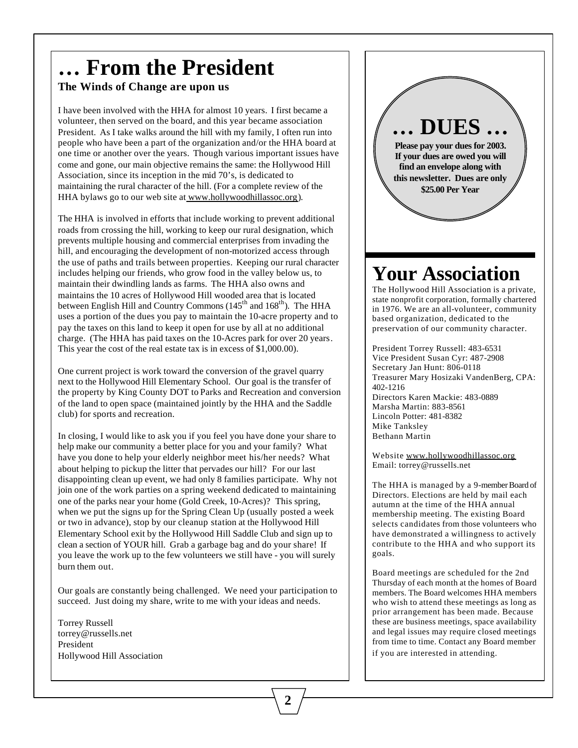# … From the President

**The Winds of Change are upon us**

I have been involved with the HHA for almost 10 years. I first became a volunteer, then served on the board, and this year became association President. As I take walks around the hill with my family, I often run into people who have been a part of the organization and/or the HHA board at one time or another over the years. Though various important issues have come and gone, our main objective remains the same: the Hollywood Hill Association, since its inception in the mid 70's, is dedicated to maintaining the rural character of the hill. (For a complete review of the HHA bylaws go to our web site at www.hollywoodhillassoc.org).

The HHA is involved in efforts that include working to prevent additional roads from crossing the hill, working to keep our rural designation, which prevents multiple housing and commercial enterprises from invading the hill, and encouraging the development of non-motorized access through the use of paths and trails between properties. Keeping our rural character includes helping our friends, who grow food in the valley below us, to maintain their dwindling lands as farms. The HHA also owns and maintains the 10 acres of Hollywood Hill wooded area that is located between English Hill and Country Commons (145th and 168th). The HHA uses a portion of the dues you pay to maintain the 10-acre property and to pay the taxes on this land to keep it open for use by all at no additional charge. (The HHA has paid taxes on the 10-Acres park for over 20 years. This year the cost of the real estate tax is in excess of $1,000.00).

One current project is work toward the conversion of the gravel quarry next to the Hollywood Hill Elementary School. Our goal is the transfer of the property by King County DOT to Parks and Recreation and conversion of the land to open space (maintained jointly by the HHA and the Saddle club) for sports and recreation.

In closing, I would like to ask you if you feel you have done your share to help make our community a better place for you and your family? What have you done to help your elderly neighbor meet his/her needs? What about helping to pickup the litter that pervades our hill? For our last disappointing clean up event, we had only 8 families participate. Why not join one of the work parties on a spring weekend dedicated to maintaining one of the parks near your home (Gold Creek, 10-Acres)? This spring, when we put the signs up for the Spring Clean Up (usually posted a week or two in advance), stop by our cleanup station at the Hollywood Hill Elementary School exit by the Hollywood Hill Saddle Club and sign up to clean a section of YOUR hill. Grab a garbage bag and do your share! If you leave the work up to the few volunteers we still have - you will surely burn them out.

Our goals are constantly being challenged. We need your participation to succeed. Just doing my share, write to me with your ideas and needs.

Torrey Russell
torrey@russells.net
President
Hollywood Hill Association

# … DUES …

**Please pay your dues for 2003. If your dues are owed you will find an envelope along with this newsletter. Dues are only $25.00 Per Year**

# Your Association

The Hollywood Hill Association is a private, state nonprofit corporation, formally chartered in 1976. We are an all-volunteer, community based organization, dedicated to the preservation of our community character.

President Torrey Russell: 483-6531
Vice President Susan Cyr: 487-2908
Secretary Jan Hunt: 806-0118
Treasurer Mary Hosizaki VandenBerg, CPA: 402-1216
Directors Karen Mackie: 483-0889
Marsha Martin: 883-8561
Lincoln Potter: 481-8382
Mike Tanksley
Bethann Martin

Website www.hollywoodhillassoc.org
Email: torrey@russells.net

The HHA is managed by a 9-member Board of Directors. Elections are held by mail each autumn at the time of the HHA annual membership meeting. The existing Board selects candidates from those volunteers who have demonstrated a willingness to actively contribute to the HHA and who support its goals.

Board meetings are scheduled for the 2nd Thursday of each month at the homes of Board members. The Board welcomes HHA members who wish to attend these meetings as long as prior arrangement has been made. Because these are business meetings, space availability and legal issues may require closed meetings from time to time. Contact any Board member if you are interested in attending.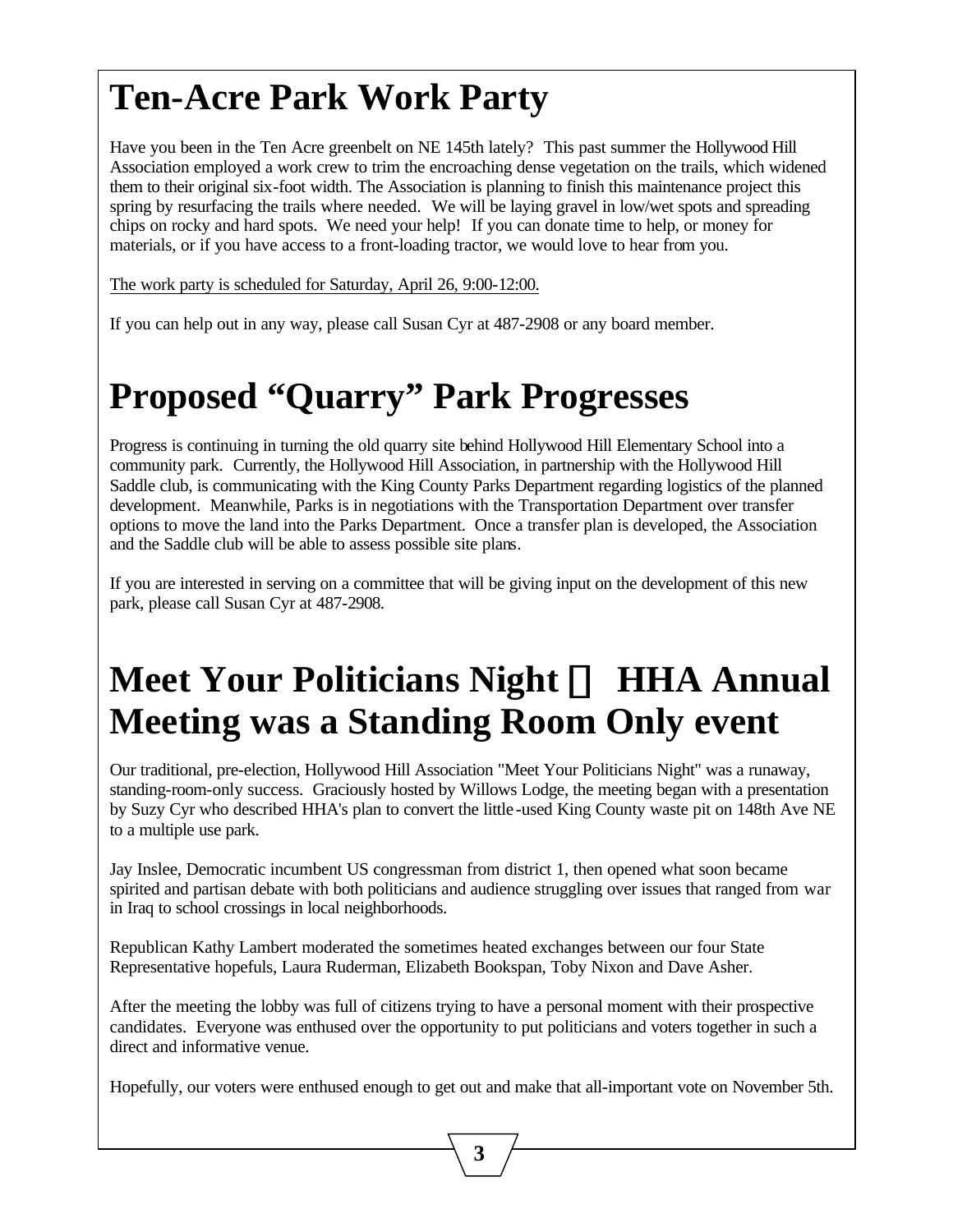# Ten-Acre Park Work Party

Have you been in the Ten Acre greenbelt on NE 145th lately? This past summer the Hollywood Hill Association employed a work crew to trim the encroaching dense vegetation on the trails, which widened them to their original six-foot width. The Association is planning to finish this maintenance project this spring by resurfacing the trails where needed. We will be laying gravel in low/wet spots and spreading chips on rocky and hard spots. We need your help! If you can donate time to help, or money for materials, or if you have access to a front-loading tractor, we would love to hear from you.

<u>The work party is scheduled for Saturday, April 26, 9:00-12:00.</u>

If you can help out in any way, please call Susan Cyr at 487-2908 or any board member.

# Proposed "Quarry" Park Progresses

Progress is continuing in turning the old quarry site behind Hollywood Hill Elementary School into a community park. Currently, the Hollywood Hill Association, in partnership with the Hollywood Hill Saddle club, is communicating with the King County Parks Department regarding logistics of the planned development. Meanwhile, Parks is in negotiations with the Transportation Department over transfer options to move the land into the Parks Department. Once a transfer plan is developed, the Association and the Saddle club will be able to assess possible site plans.

If you are interested in serving on a committee that will be giving input on the development of this new park, please call Susan Cyr at 487-2908.

# Meet Your Politicians Night – HHA Annual Meeting was a Standing Room Only event

Our traditional, pre-election, Hollywood Hill Association "Meet Your Politicians Night" was a runaway, standing-room-only success. Graciously hosted by Willows Lodge, the meeting began with a presentation by Suzy Cyr who described HHA's plan to convert the little-used King County waste pit on 148th Ave NE to a multiple use park.

Jay Inslee, Democratic incumbent US congressman from district 1, then opened what soon became spirited and partisan debate with both politicians and audience struggling over issues that ranged from war in Iraq to school crossings in local neighborhoods.

Republican Kathy Lambert moderated the sometimes heated exchanges between our four State Representative hopefuls, Laura Ruderman, Elizabeth Bookspan, Toby Nixon and Dave Asher.

After the meeting the lobby was full of citizens trying to have a personal moment with their prospective candidates. Everyone was enthused over the opportunity to put politicians and voters together in such a direct and informative venue.

Hopefully, our voters were enthused enough to get out and make that all-important vote on November 5th.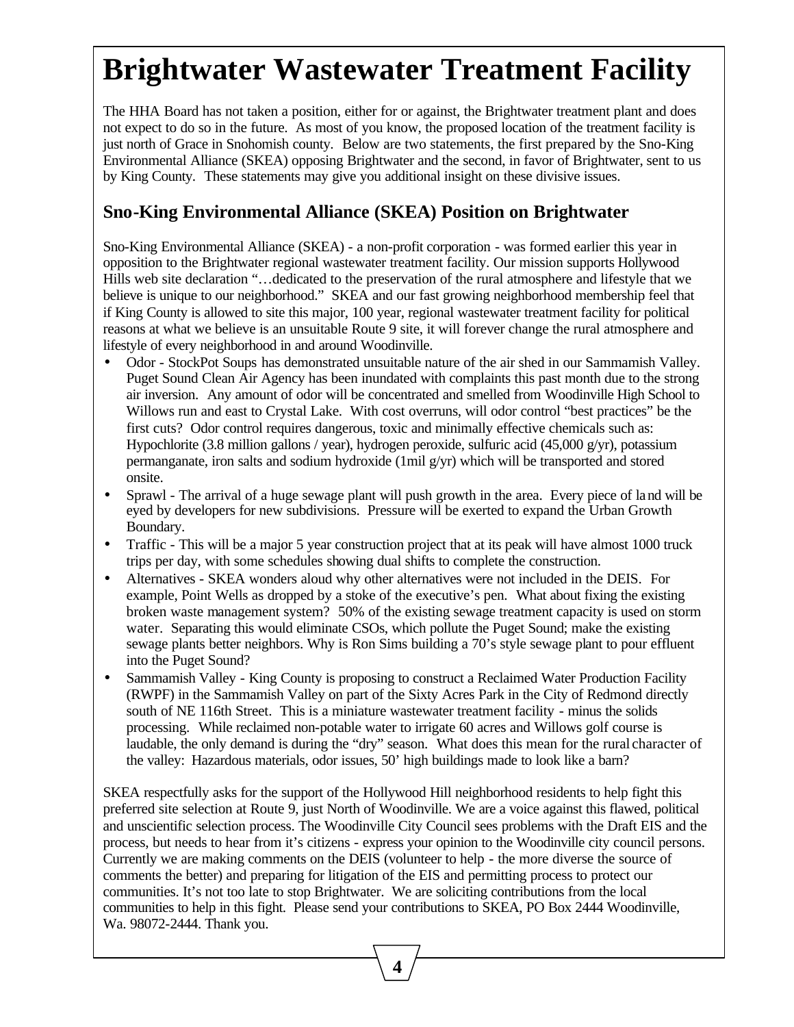# Brightwater Wastewater Treatment Facility

The HHA Board has not taken a position, either for or against, the Brightwater treatment plant and does not expect to do so in the future. As most of you know, the proposed location of the treatment facility is just north of Grace in Snohomish county. Below are two statements, the first prepared by the Sno-King Environmental Alliance (SKEA) opposing Brightwater and the second, in favor of Brightwater, sent to us by King County. These statements may give you additional insight on these divisive issues.

## Sno-King Environmental Alliance (SKEA) Position on Brightwater

Sno-King Environmental Alliance (SKEA) - a non-profit corporation - was formed earlier this year in opposition to the Brightwater regional wastewater treatment facility. Our mission supports Hollywood Hills web site declaration "…dedicated to the preservation of the rural atmosphere and lifestyle that we believe is unique to our neighborhood." SKEA and our fast growing neighborhood membership feel that if King County is allowed to site this major, 100 year, regional wastewater treatment facility for political reasons at what we believe is an unsuitable Route 9 site, it will forever change the rural atmosphere and lifestyle of every neighborhood in and around Woodinville.

- Odor - StockPot Soups has demonstrated unsuitable nature of the air shed in our Sammamish Valley. Puget Sound Clean Air Agency has been inundated with complaints this past month due to the strong air inversion. Any amount of odor will be concentrated and smelled from Woodinville High School to Willows run and east to Crystal Lake. With cost overruns, will odor control "best practices" be the first cuts? Odor control requires dangerous, toxic and minimally effective chemicals such as: Hypochlorite (3.8 million gallons / year), hydrogen peroxide, sulfuric acid (45,000 g/yr), potassium permanganate, iron salts and sodium hydroxide (1mil g/yr) which will be transported and stored onsite.
- Sprawl - The arrival of a huge sewage plant will push growth in the area. Every piece of land will be eyed by developers for new subdivisions. Pressure will be exerted to expand the Urban Growth Boundary.
- Traffic - This will be a major 5 year construction project that at its peak will have almost 1000 truck trips per day, with some schedules showing dual shifts to complete the construction.
- Alternatives - SKEA wonders aloud why other alternatives were not included in the DEIS. For example, Point Wells as dropped by a stoke of the executive's pen. What about fixing the existing broken waste management system? 50% of the existing sewage treatment capacity is used on storm water. Separating this would eliminate CSOs, which pollute the Puget Sound; make the existing sewage plants better neighbors. Why is Ron Sims building a 70's style sewage plant to pour effluent into the Puget Sound?
- Sammamish Valley - King County is proposing to construct a Reclaimed Water Production Facility (RWPF) in the Sammamish Valley on part of the Sixty Acres Park in the City of Redmond directly south of NE 116th Street. This is a miniature wastewater treatment facility - minus the solids processing. While reclaimed non-potable water to irrigate 60 acres and Willows golf course is laudable, the only demand is during the "dry" season. What does this mean for the rural character of the valley: Hazardous materials, odor issues, 50' high buildings made to look like a barn?

SKEA respectfully asks for the support of the Hollywood Hill neighborhood residents to help fight this preferred site selection at Route 9, just North of Woodinville. We are a voice against this flawed, political and unscientific selection process. The Woodinville City Council sees problems with the Draft EIS and the process, but needs to hear from it's citizens - express your opinion to the Woodinville city council persons. Currently we are making comments on the DEIS (volunteer to help - the more diverse the source of comments the better) and preparing for litigation of the EIS and permitting process to protect our communities. It's not too late to stop Brightwater. We are soliciting contributions from the local communities to help in this fight. Please send your contributions to SKEA, PO Box 2444 Woodinville, Wa. 98072-2444. Thank you.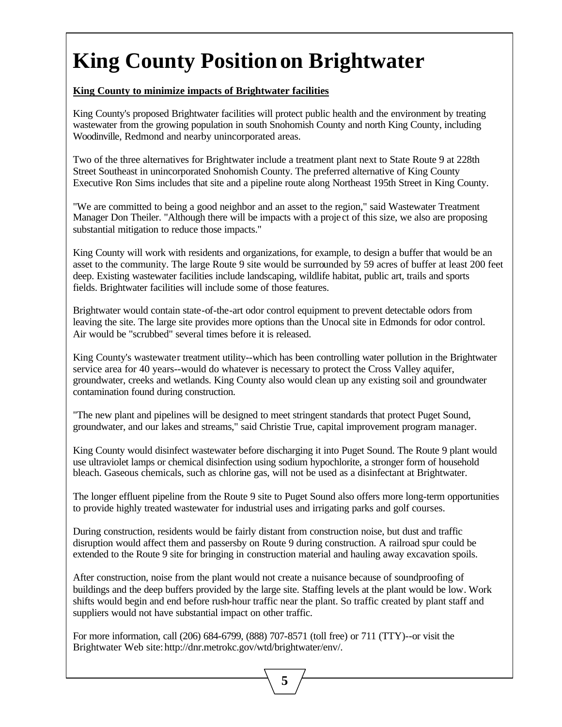# King County Position on Brightwater

**King County to minimize impacts of Brightwater facilities**

King County's proposed Brightwater facilities will protect public health and the environment by treating wastewater from the growing population in south Snohomish County and north King County, including Woodinville, Redmond and nearby unincorporated areas.

Two of the three alternatives for Brightwater include a treatment plant next to State Route 9 at 228th Street Southeast in unincorporated Snohomish County. The preferred alternative of King County Executive Ron Sims includes that site and a pipeline route along Northeast 195th Street in King County.

"We are committed to being a good neighbor and an asset to the region," said Wastewater Treatment Manager Don Theiler. "Although there will be impacts with a project of this size, we also are proposing substantial mitigation to reduce those impacts."

King County will work with residents and organizations, for example, to design a buffer that would be an asset to the community. The large Route 9 site would be surrounded by 59 acres of buffer at least 200 feet deep. Existing wastewater facilities include landscaping, wildlife habitat, public art, trails and sports fields. Brightwater facilities will include some of those features.

Brightwater would contain state-of-the-art odor control equipment to prevent detectable odors from leaving the site. The large site provides more options than the Unocal site in Edmonds for odor control. Air would be "scrubbed" several times before it is released.

King County's wastewater treatment utility--which has been controlling water pollution in the Brightwater service area for 40 years--would do whatever is necessary to protect the Cross Valley aquifer, groundwater, creeks and wetlands. King County also would clean up any existing soil and groundwater contamination found during construction.

"The new plant and pipelines will be designed to meet stringent standards that protect Puget Sound, groundwater, and our lakes and streams," said Christie True, capital improvement program manager.

King County would disinfect wastewater before discharging it into Puget Sound. The Route 9 plant would use ultraviolet lamps or chemical disinfection using sodium hypochlorite, a stronger form of household bleach. Gaseous chemicals, such as chlorine gas, will not be used as a disinfectant at Brightwater.

The longer effluent pipeline from the Route 9 site to Puget Sound also offers more long-term opportunities to provide highly treated wastewater for industrial uses and irrigating parks and golf courses.

During construction, residents would be fairly distant from construction noise, but dust and traffic disruption would affect them and passersby on Route 9 during construction. A railroad spur could be extended to the Route 9 site for bringing in construction material and hauling away excavation spoils.

After construction, noise from the plant would not create a nuisance because of soundproofing of buildings and the deep buffers provided by the large site. Staffing levels at the plant would be low. Work shifts would begin and end before rush-hour traffic near the plant. So traffic created by plant staff and suppliers would not have substantial impact on other traffic.

For more information, call (206) 684-6799, (888) 707-8571 (toll free) or 711 (TTY)--or visit the Brightwater Web site: http://dnr.metrokc.gov/wtd/brightwater/env/.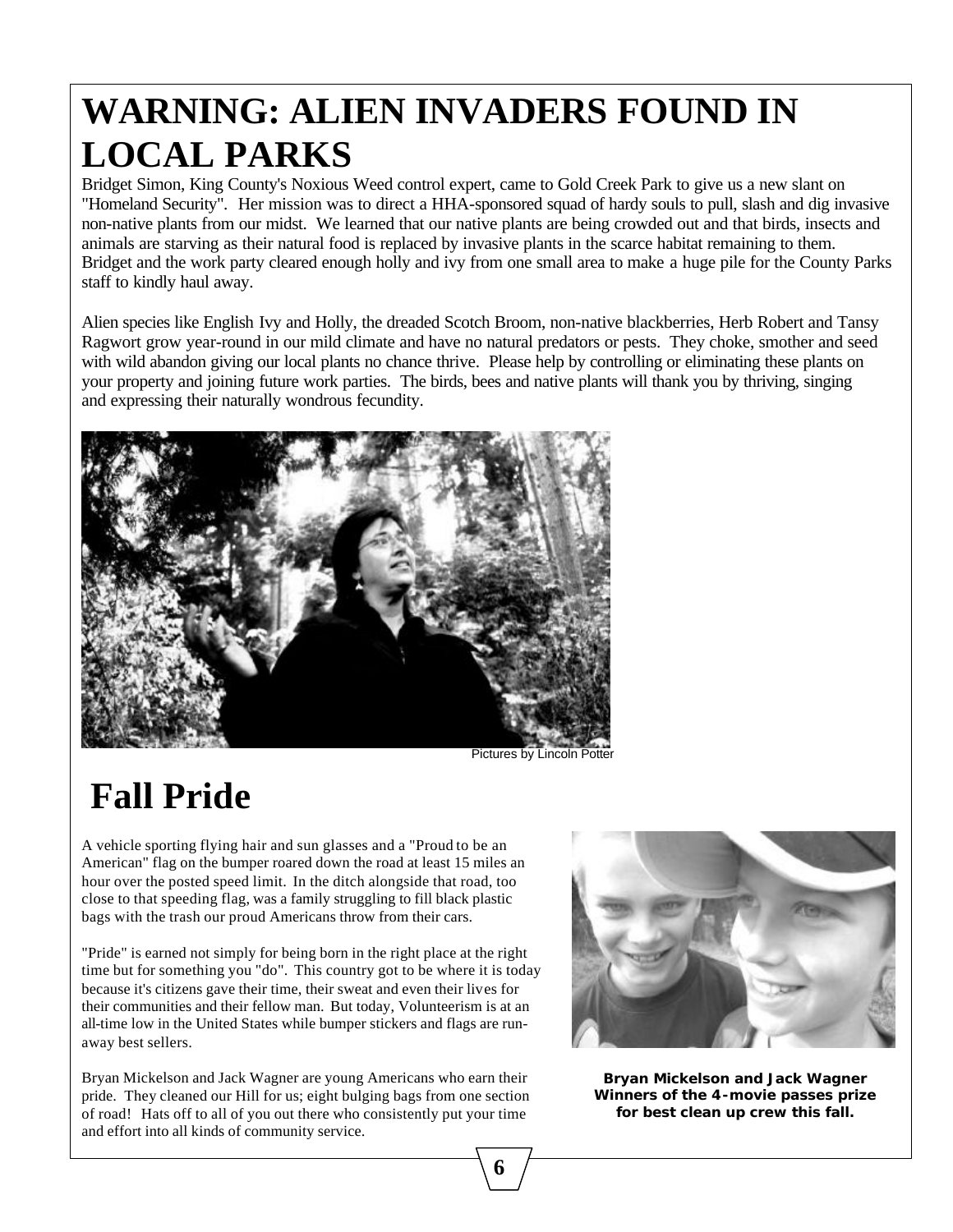# WARNING: ALIEN INVADERS FOUND IN LOCAL PARKS

Bridget Simon, King County's Noxious Weed control expert, came to Gold Creek Park to give us a new slant on "Homeland Security". Her mission was to direct a HHA-sponsored squad of hardy souls to pull, slash and dig invasive non-native plants from our midst. We learned that our native plants are being crowded out and that birds, insects and animals are starving as their natural food is replaced by invasive plants in the scarce habitat remaining to them. Bridget and the work party cleared enough holly and ivy from one small area to make a huge pile for the County Parks staff to kindly haul away.

Alien species like English Ivy and Holly, the dreaded Scotch Broom, non-native blackberries, Herb Robert and Tansy Ragwort grow year-round in our mild climate and have no natural predators or pests. They choke, smother and seed with wild abandon giving our local plants no chance thrive. Please help by controlling or eliminating these plants on your property and joining future work parties. The birds, bees and native plants will thank you by thriving, singing and expressing their naturally wondrous fecundity.

Pictures by Lincoln Potter

# Fall Pride

A vehicle sporting flying hair and sun glasses and a "Proud to be an American" flag on the bumper roared down the road at least 15 miles an hour over the posted speed limit. In the ditch alongside that road, too close to that speeding flag, was a family struggling to fill black plastic bags with the trash our proud Americans throw from their cars.

"Pride" is earned not simply for being born in the right place at the right time but for something you "do". This country got to be where it is today because it's citizens gave their time, their sweat and even their lives for their communities and their fellow man. But today, Volunteerism is at an all-time low in the United States while bumper stickers and flags are run-away best sellers.

Bryan Mickelson and Jack Wagner are young Americans who earn their pride. They cleaned our Hill for us; eight bulging bags from one section of road! Hats off to all of you out there who consistently put your time and effort into all kinds of community service.

**Bryan Mickelson and Jack Wagner Winners of the 4-movie passes prize for best clean up crew this fall.**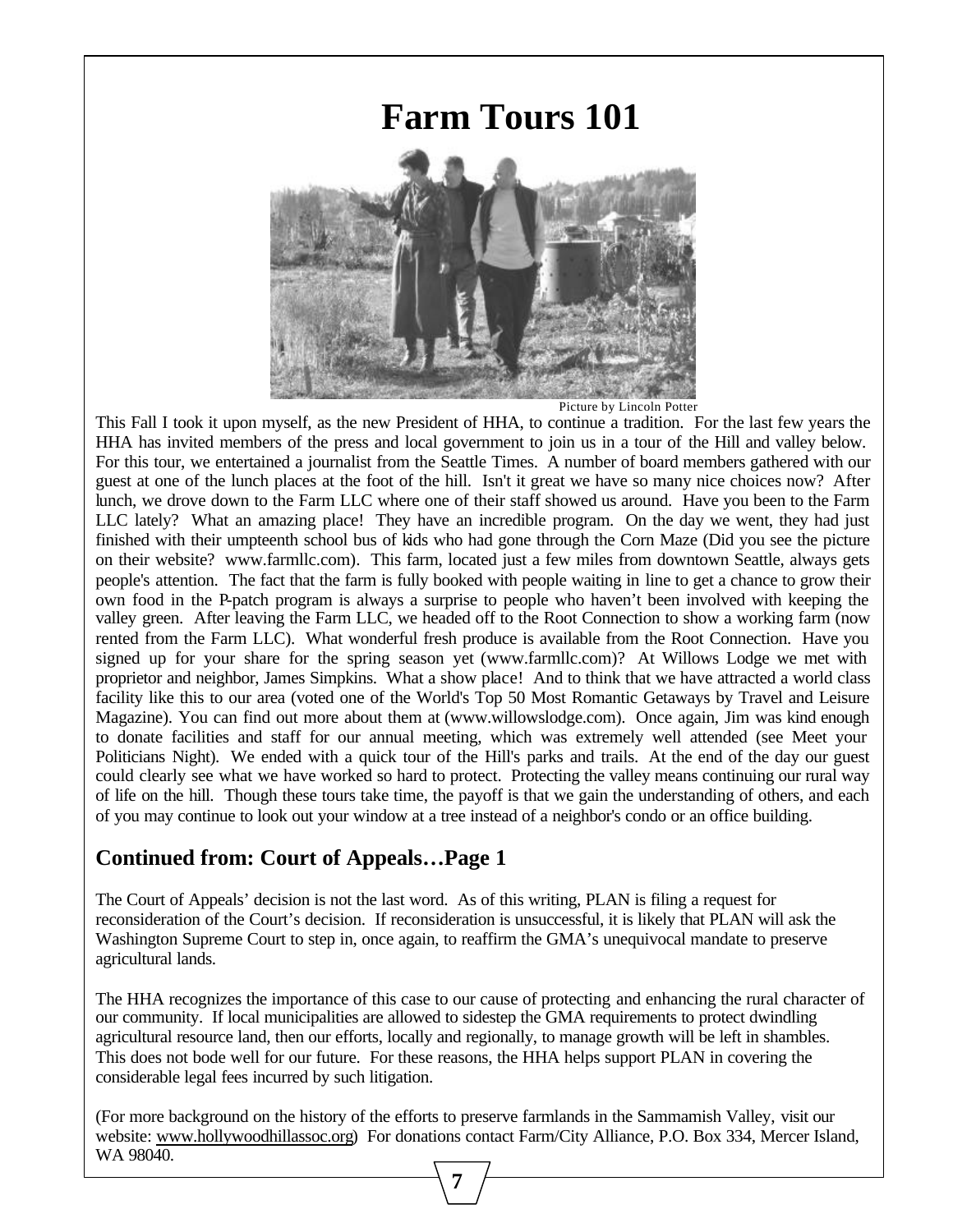# Farm Tours 101

Picture by Lincoln Potter

This Fall I took it upon myself, as the new President of HHA, to continue a tradition. For the last few years the HHA has invited members of the press and local government to join us in a tour of the Hill and valley below. For this tour, we entertained a journalist from the Seattle Times. A number of board members gathered with our guest at one of the lunch places at the foot of the hill. Isn't it great we have so many nice choices now? After lunch, we drove down to the Farm LLC where one of their staff showed us around. Have you been to the Farm LLC lately? What an amazing place! They have an incredible program. On the day we went, they had just finished with their umpteenth school bus of kids who had gone through the Corn Maze (Did you see the picture on their website? www.farmllc.com). This farm, located just a few miles from downtown Seattle, always gets people's attention. The fact that the farm is fully booked with people waiting in line to get a chance to grow their own food in the P-patch program is always a surprise to people who haven't been involved with keeping the valley green. After leaving the Farm LLC, we headed off to the Root Connection to show a working farm (now rented from the Farm LLC). What wonderful fresh produce is available from the Root Connection. Have you signed up for your share for the spring season yet (www.farmllc.com)? At Willows Lodge we met with proprietor and neighbor, James Simpkins. What a show place! And to think that we have attracted a world class facility like this to our area (voted one of the World's Top 50 Most Romantic Getaways by Travel and Leisure Magazine). You can find out more about them at (www.willowslodge.com). Once again, Jim was kind enough to donate facilities and staff for our annual meeting, which was extremely well attended (see Meet your Politicians Night). We ended with a quick tour of the Hill's parks and trails. At the end of the day our guest could clearly see what we have worked so hard to protect. Protecting the valley means continuing our rural way of life on the hill. Though these tours take time, the payoff is that we gain the understanding of others, and each of you may continue to look out your window at a tree instead of a neighbor's condo or an office building.

## Continued from: Court of Appeals…Page 1

The Court of Appeals' decision is not the last word. As of this writing, PLAN is filing a request for reconsideration of the Court's decision. If reconsideration is unsuccessful, it is likely that PLAN will ask the Washington Supreme Court to step in, once again, to reaffirm the GMA's unequivocal mandate to preserve agricultural lands.

The HHA recognizes the importance of this case to our cause of protecting and enhancing the rural character of our community. If local municipalities are allowed to sidestep the GMA requirements to protect dwindling agricultural resource land, then our efforts, locally and regionally, to manage growth will be left in shambles. This does not bode well for our future. For these reasons, the HHA helps support PLAN in covering the considerable legal fees incurred by such litigation.

(For more background on the history of the efforts to preserve farmlands in the Sammamish Valley, visit our website: www.hollywoodhillassoc.org) For donations contact Farm/City Alliance, P.O. Box 334, Mercer Island, WA 98040.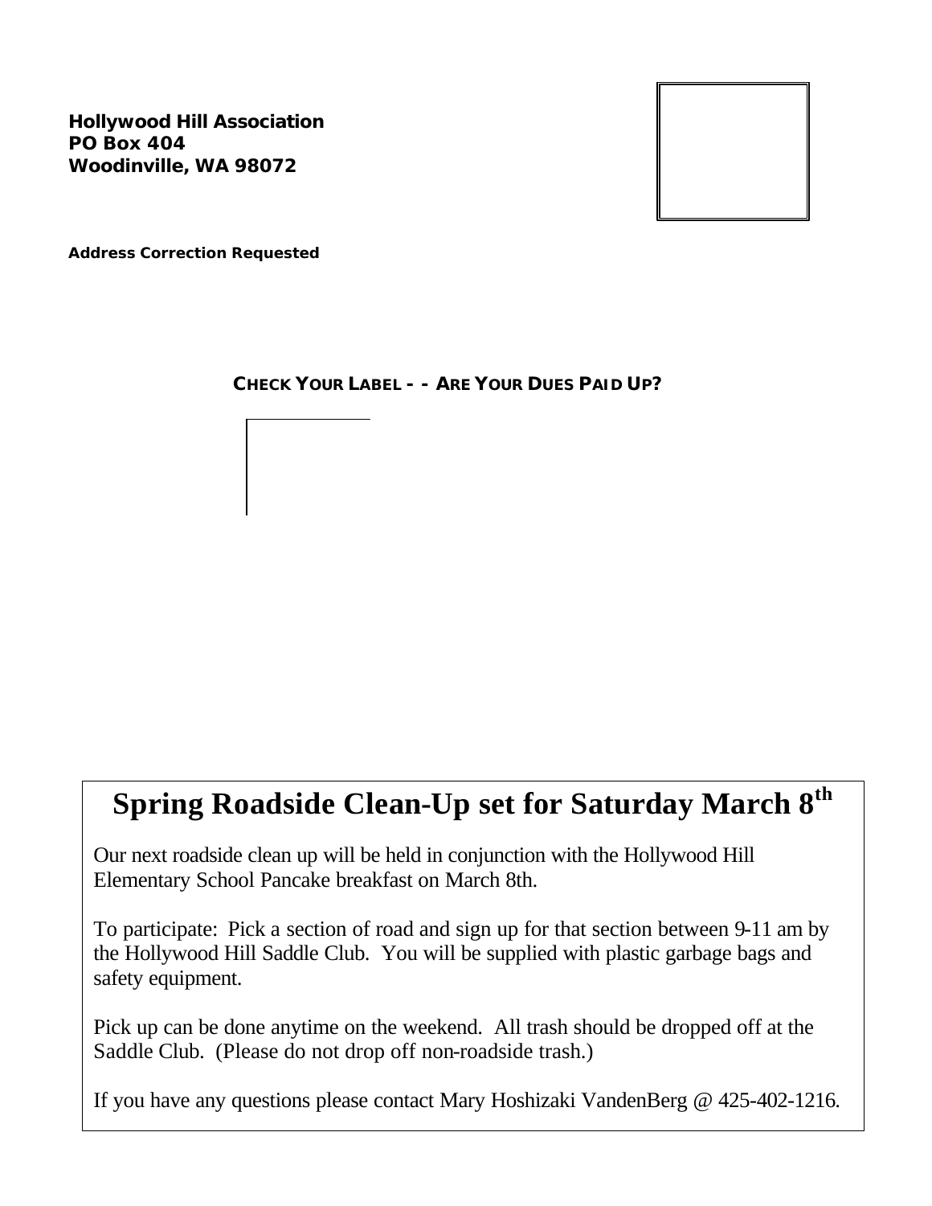**Hollywood Hill Association**
**PO Box 404**
**Woodinville, WA 98072**

**Address Correction Requested**

**CHECK YOUR LABEL - - ARE YOUR DUES PAID UP?**

# Spring Roadside Clean-Up set for Saturday March 8th

Our next roadside clean up will be held in conjunction with the Hollywood Hill Elementary School Pancake breakfast on March 8th.

To participate: Pick a section of road and sign up for that section between 9-11 am by the Hollywood Hill Saddle Club. You will be supplied with plastic garbage bags and safety equipment.

Pick up can be done anytime on the weekend. All trash should be dropped off at the Saddle Club. (Please do not drop off non-roadside trash.)

If you have any questions please contact Mary Hoshizaki VandenBerg @ 425-402-1216.